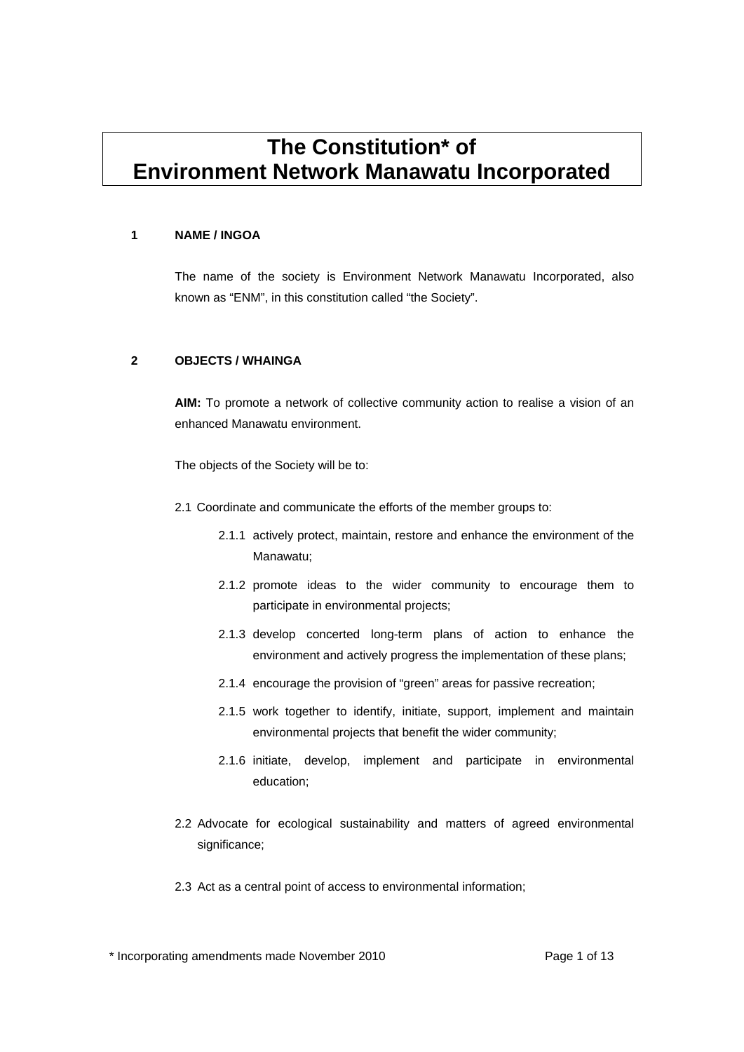# The Constitution* of Environment Network Manawatu Incorporated

## 1 NAME / INGOA

The name of the society is Environment Network Manawatu Incorporated, also known as "ENM", in this constitution called "the Society".

## 2 OBJECTS / WHAINGA

**AIM:** To promote a network of collective community action to realise a vision of an enhanced Manawatu environment.

The objects of the Society will be to:

2.1 Coordinate and communicate the efforts of the member groups to:

- 2.1.1 actively protect, maintain, restore and enhance the environment of the Manawatu;
- 2.1.2 promote ideas to the wider community to encourage them to participate in environmental projects;
- 2.1.3 develop concerted long-term plans of action to enhance the environment and actively progress the implementation of these plans;
- 2.1.4 encourage the provision of "green" areas for passive recreation;
- 2.1.5 work together to identify, initiate, support, implement and maintain environmental projects that benefit the wider community;
- 2.1.6 initiate, develop, implement and participate in environmental education;

2.2 Advocate for ecological sustainability and matters of agreed environmental significance;

2.3 Act as a central point of access to environmental information;

\* Incorporating amendments made November 2010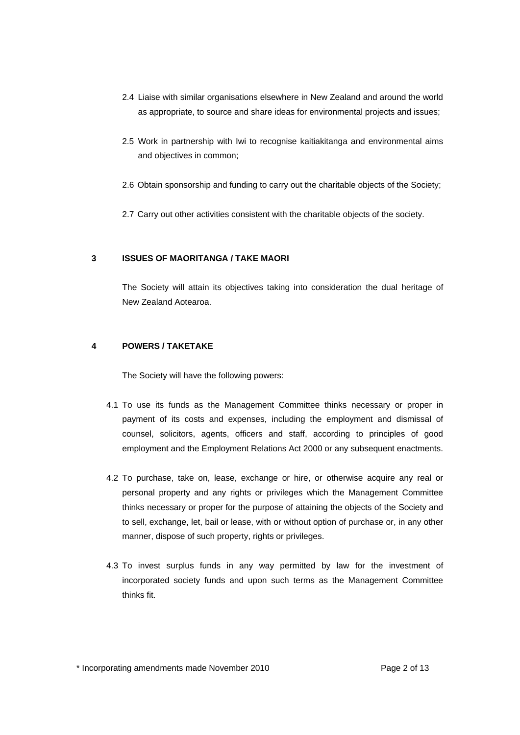2.4 Liaise with similar organisations elsewhere in New Zealand and around the world as appropriate, to source and share ideas for environmental projects and issues;

2.5 Work in partnership with Iwi to recognise kaitiakitanga and environmental aims and objectives in common;

2.6 Obtain sponsorship and funding to carry out the charitable objects of the Society;

2.7 Carry out other activities consistent with the charitable objects of the society.

## 3 ISSUES OF MAORITANGA / TAKE MAORI

The Society will attain its objectives taking into consideration the dual heritage of New Zealand Aotearoa.

## 4 POWERS / TAKETAKE

The Society will have the following powers:

4.1 To use its funds as the Management Committee thinks necessary or proper in payment of its costs and expenses, including the employment and dismissal of counsel, solicitors, agents, officers and staff, according to principles of good employment and the Employment Relations Act 2000 or any subsequent enactments.

4.2 To purchase, take on, lease, exchange or hire, or otherwise acquire any real or personal property and any rights or privileges which the Management Committee thinks necessary or proper for the purpose of attaining the objects of the Society and to sell, exchange, let, bail or lease, with or without option of purchase or, in any other manner, dispose of such property, rights or privileges.

4.3 To invest surplus funds in any way permitted by law for the investment of incorporated society funds and upon such terms as the Management Committee thinks fit.

\* Incorporating amendments made November 2010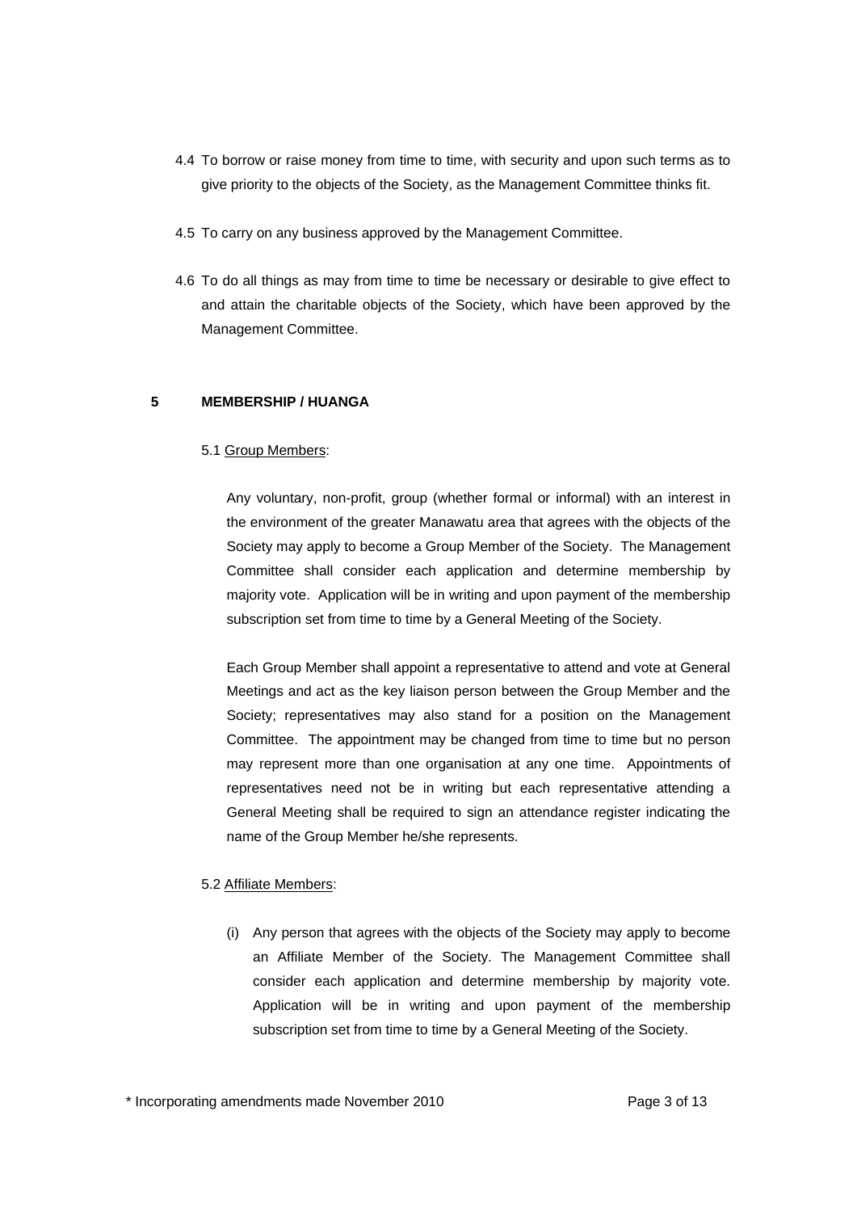4.4 To borrow or raise money from time to time, with security and upon such terms as to give priority to the objects of the Society, as the Management Committee thinks fit.

4.5 To carry on any business approved by the Management Committee.

4.6 To do all things as may from time to time be necessary or desirable to give effect to and attain the charitable objects of the Society, which have been approved by the Management Committee.

## 5 MEMBERSHIP / HUANGA

5.1 Group Members:

Any voluntary, non-profit, group (whether formal or informal) with an interest in the environment of the greater Manawatu area that agrees with the objects of the Society may apply to become a Group Member of the Society. The Management Committee shall consider each application and determine membership by majority vote. Application will be in writing and upon payment of the membership subscription set from time to time by a General Meeting of the Society.

Each Group Member shall appoint a representative to attend and vote at General Meetings and act as the key liaison person between the Group Member and the Society; representatives may also stand for a position on the Management Committee. The appointment may be changed from time to time but no person may represent more than one organisation at any one time. Appointments of representatives need not be in writing but each representative attending a General Meeting shall be required to sign an attendance register indicating the name of the Group Member he/she represents.

5.2 Affiliate Members:

(i) Any person that agrees with the objects of the Society may apply to become an Affiliate Member of the Society. The Management Committee shall consider each application and determine membership by majority vote. Application will be in writing and upon payment of the membership subscription set from time to time by a General Meeting of the Society.

\* Incorporating amendments made November 2010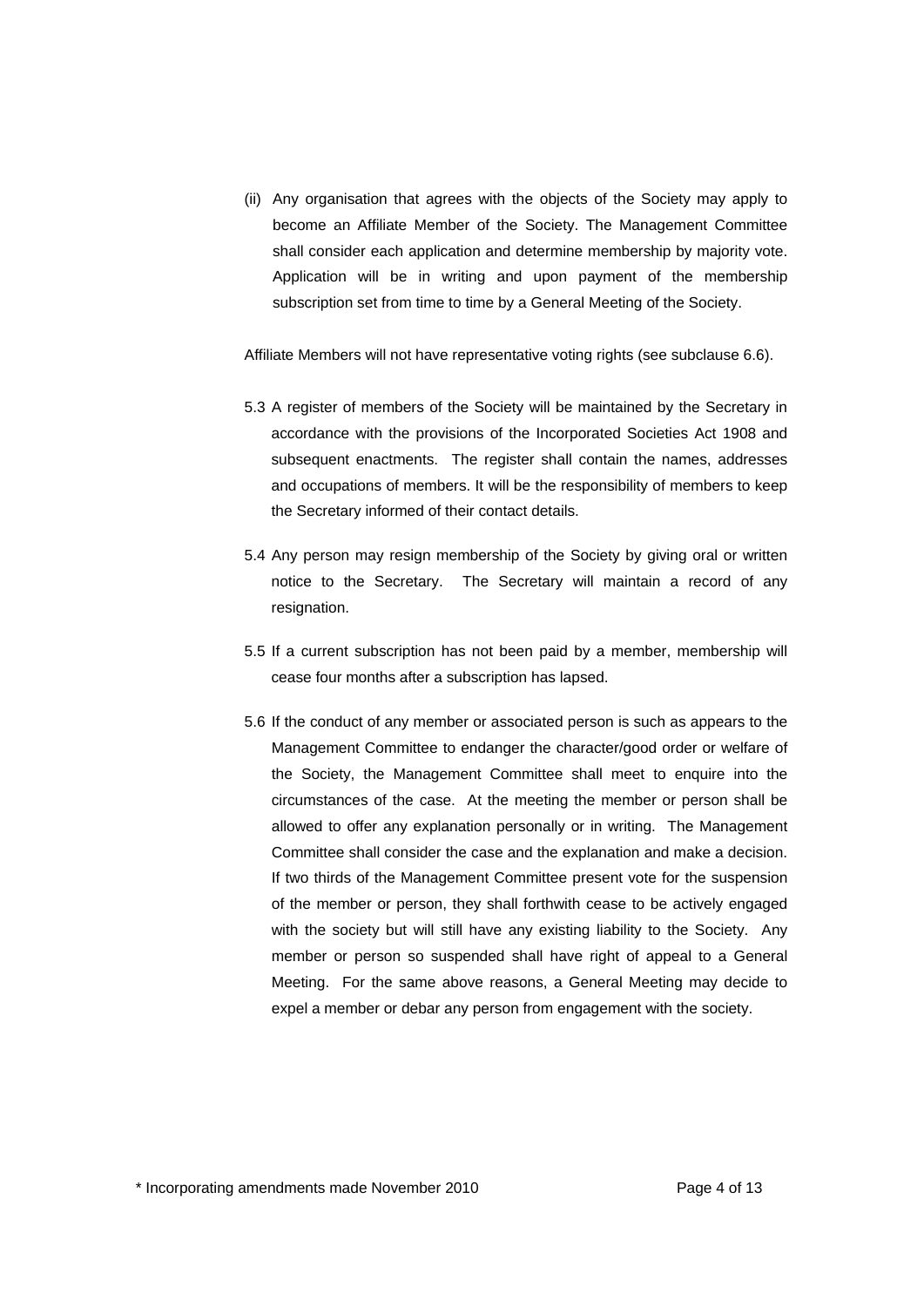(ii) Any organisation that agrees with the objects of the Society may apply to become an Affiliate Member of the Society. The Management Committee shall consider each application and determine membership by majority vote. Application will be in writing and upon payment of the membership subscription set from time to time by a General Meeting of the Society.

Affiliate Members will not have representative voting rights (see subclause 6.6).

5.3 A register of members of the Society will be maintained by the Secretary in accordance with the provisions of the Incorporated Societies Act 1908 and subsequent enactments. The register shall contain the names, addresses and occupations of members. It will be the responsibility of members to keep the Secretary informed of their contact details.

5.4 Any person may resign membership of the Society by giving oral or written notice to the Secretary. The Secretary will maintain a record of any resignation.

5.5 If a current subscription has not been paid by a member, membership will cease four months after a subscription has lapsed.

5.6 If the conduct of any member or associated person is such as appears to the Management Committee to endanger the character/good order or welfare of the Society, the Management Committee shall meet to enquire into the circumstances of the case. At the meeting the member or person shall be allowed to offer any explanation personally or in writing. The Management Committee shall consider the case and the explanation and make a decision. If two thirds of the Management Committee present vote for the suspension of the member or person, they shall forthwith cease to be actively engaged with the society but will still have any existing liability to the Society. Any member or person so suspended shall have right of appeal to a General Meeting. For the same above reasons, a General Meeting may decide to expel a member or debar any person from engagement with the society.

\* Incorporating amendments made November 2010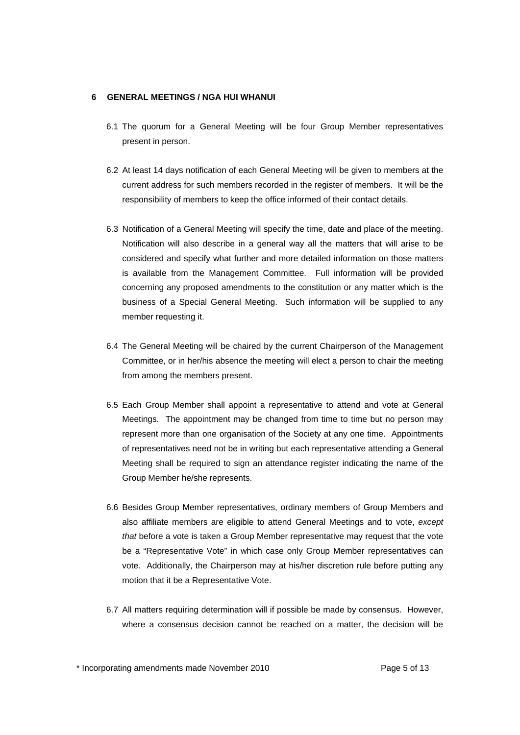## 6 GENERAL MEETINGS / NGA HUI WHANUI

6.1 The quorum for a General Meeting will be four Group Member representatives present in person.

6.2 At least 14 days notification of each General Meeting will be given to members at the current address for such members recorded in the register of members. It will be the responsibility of members to keep the office informed of their contact details.

6.3 Notification of a General Meeting will specify the time, date and place of the meeting. Notification will also describe in a general way all the matters that will arise to be considered and specify what further and more detailed information on those matters is available from the Management Committee. Full information will be provided concerning any proposed amendments to the constitution or any matter which is the business of a Special General Meeting. Such information will be supplied to any member requesting it.

6.4 The General Meeting will be chaired by the current Chairperson of the Management Committee, or in her/his absence the meeting will elect a person to chair the meeting from among the members present.

6.5 Each Group Member shall appoint a representative to attend and vote at General Meetings. The appointment may be changed from time to time but no person may represent more than one organisation of the Society at any one time. Appointments of representatives need not be in writing but each representative attending a General Meeting shall be required to sign an attendance register indicating the name of the Group Member he/she represents.

6.6 Besides Group Member representatives, ordinary members of Group Members and also affiliate members are eligible to attend General Meetings and to vote, *except that* before a vote is taken a Group Member representative may request that the vote be a "Representative Vote" in which case only Group Member representatives can vote. Additionally, the Chairperson may at his/her discretion rule before putting any motion that it be a Representative Vote.

6.7 All matters requiring determination will if possible be made by consensus. However, where a consensus decision cannot be reached on a matter, the decision will be

\* Incorporating amendments made November 2010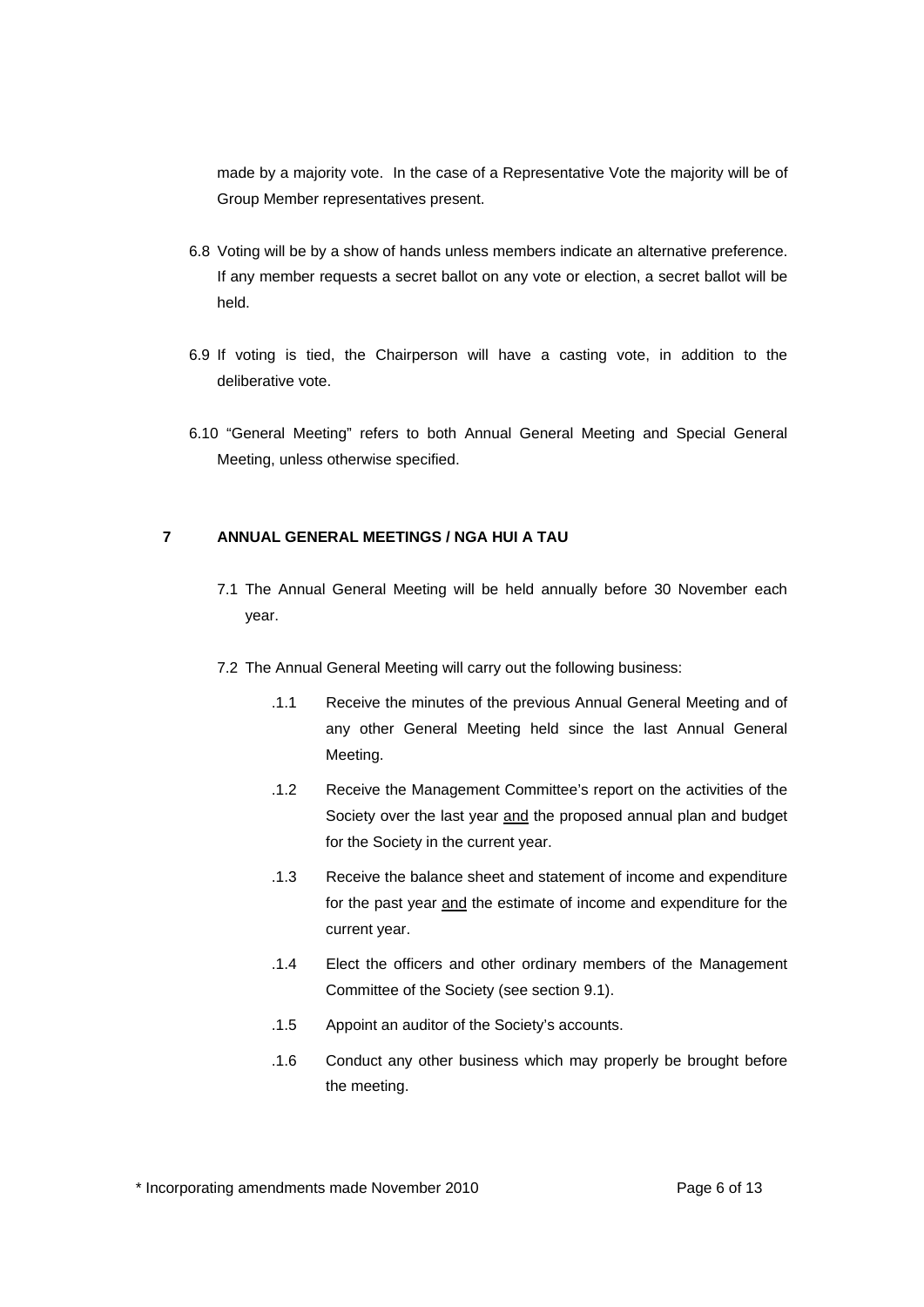made by a majority vote. In the case of a Representative Vote the majority will be of Group Member representatives present.

6.8 Voting will be by a show of hands unless members indicate an alternative preference. If any member requests a secret ballot on any vote or election, a secret ballot will be held.

6.9 If voting is tied, the Chairperson will have a casting vote, in addition to the deliberative vote.

6.10 "General Meeting" refers to both Annual General Meeting and Special General Meeting, unless otherwise specified.

## 7 ANNUAL GENERAL MEETINGS / NGA HUI A TAU

7.1 The Annual General Meeting will be held annually before 30 November each year.

7.2 The Annual General Meeting will carry out the following business:

.1.1 Receive the minutes of the previous Annual General Meeting and of any other General Meeting held since the last Annual General Meeting.

.1.2 Receive the Management Committee's report on the activities of the Society over the last year <u>and</u> the proposed annual plan and budget for the Society in the current year.

.1.3 Receive the balance sheet and statement of income and expenditure for the past year <u>and</u> the estimate of income and expenditure for the current year.

.1.4 Elect the officers and other ordinary members of the Management Committee of the Society (see section 9.1).

.1.5 Appoint an auditor of the Society's accounts.

.1.6 Conduct any other business which may properly be brought before the meeting.

\* Incorporating amendments made November 2010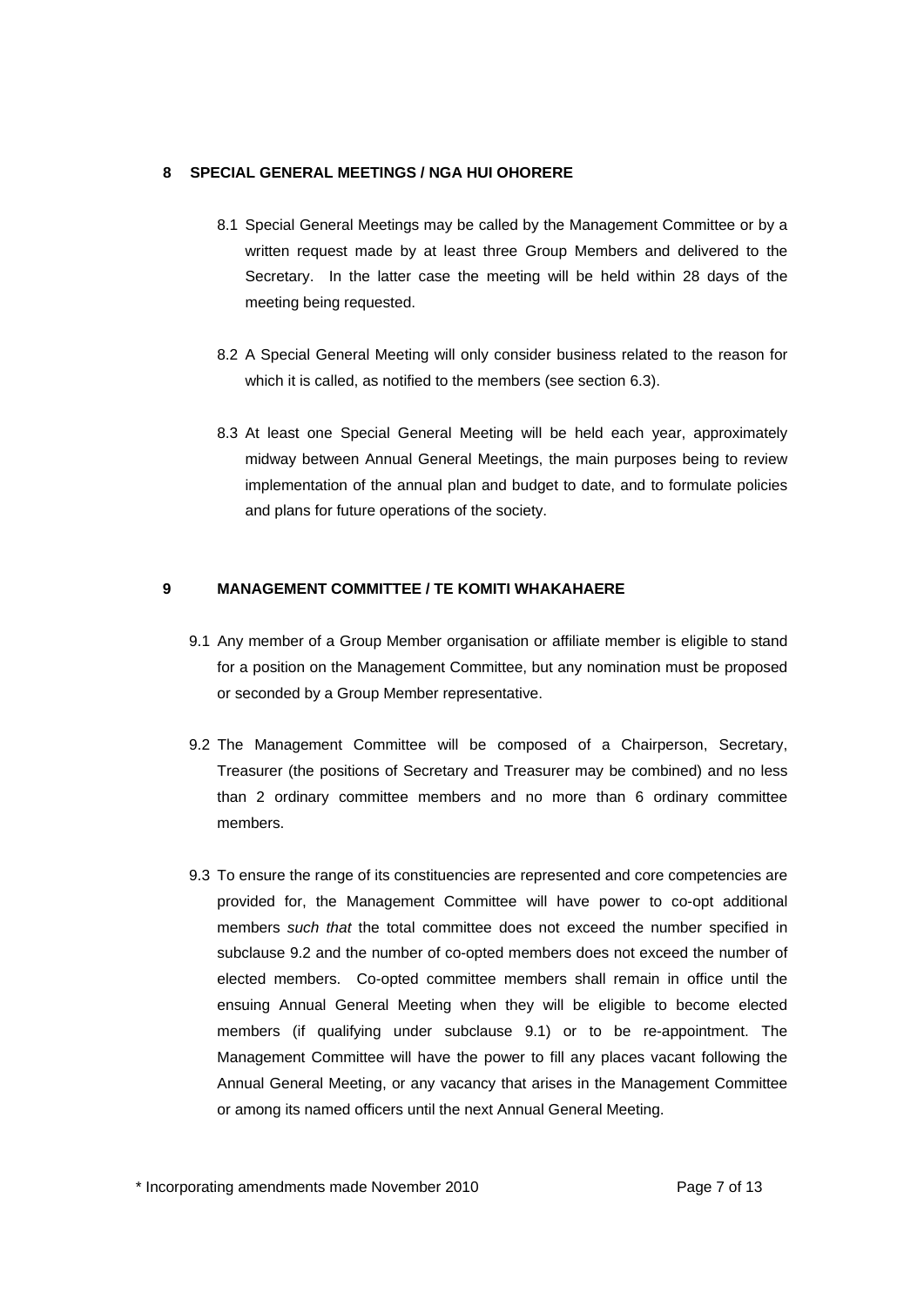## 8 SPECIAL GENERAL MEETINGS / NGA HUI OHORERE

8.1 Special General Meetings may be called by the Management Committee or by a written request made by at least three Group Members and delivered to the Secretary. In the latter case the meeting will be held within 28 days of the meeting being requested.

8.2 A Special General Meeting will only consider business related to the reason for which it is called, as notified to the members (see section 6.3).

8.3 At least one Special General Meeting will be held each year, approximately midway between Annual General Meetings, the main purposes being to review implementation of the annual plan and budget to date, and to formulate policies and plans for future operations of the society.

## 9 MANAGEMENT COMMITTEE / TE KOMITI WHAKAHAERE

9.1 Any member of a Group Member organisation or affiliate member is eligible to stand for a position on the Management Committee, but any nomination must be proposed or seconded by a Group Member representative.

9.2 The Management Committee will be composed of a Chairperson, Secretary, Treasurer (the positions of Secretary and Treasurer may be combined) and no less than 2 ordinary committee members and no more than 6 ordinary committee members.

9.3 To ensure the range of its constituencies are represented and core competencies are provided for, the Management Committee will have power to co-opt additional members *such that* the total committee does not exceed the number specified in subclause 9.2 and the number of co-opted members does not exceed the number of elected members. Co-opted committee members shall remain in office until the ensuing Annual General Meeting when they will be eligible to become elected members (if qualifying under subclause 9.1) or to be re-appointment. The Management Committee will have the power to fill any places vacant following the Annual General Meeting, or any vacancy that arises in the Management Committee or among its named officers until the next Annual General Meeting.

\* Incorporating amendments made November 2010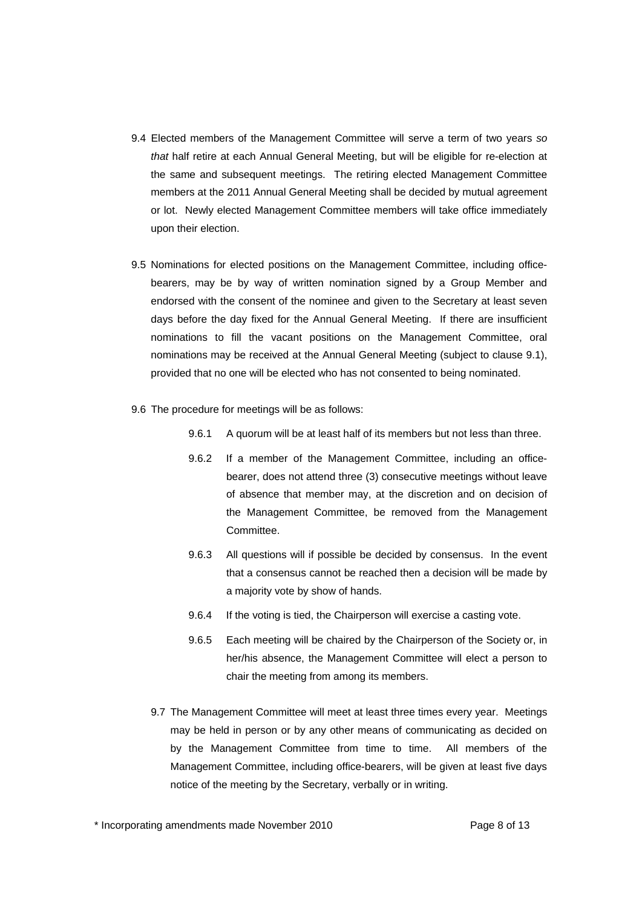9.4 Elected members of the Management Committee will serve a term of two years *so that* half retire at each Annual General Meeting, but will be eligible for re-election at the same and subsequent meetings. The retiring elected Management Committee members at the 2011 Annual General Meeting shall be decided by mutual agreement or lot. Newly elected Management Committee members will take office immediately upon their election.

9.5 Nominations for elected positions on the Management Committee, including office-bearers, may be by way of written nomination signed by a Group Member and endorsed with the consent of the nominee and given to the Secretary at least seven days before the day fixed for the Annual General Meeting. If there are insufficient nominations to fill the vacant positions on the Management Committee, oral nominations may be received at the Annual General Meeting (subject to clause 9.1), provided that no one will be elected who has not consented to being nominated.

9.6 The procedure for meetings will be as follows:

9.6.1 A quorum will be at least half of its members but not less than three.

9.6.2 If a member of the Management Committee, including an office-bearer, does not attend three (3) consecutive meetings without leave of absence that member may, at the discretion and on decision of the Management Committee, be removed from the Management Committee.

9.6.3 All questions will if possible be decided by consensus. In the event that a consensus cannot be reached then a decision will be made by a majority vote by show of hands.

9.6.4 If the voting is tied, the Chairperson will exercise a casting vote.

9.6.5 Each meeting will be chaired by the Chairperson of the Society or, in her/his absence, the Management Committee will elect a person to chair the meeting from among its members.

9.7 The Management Committee will meet at least three times every year. Meetings may be held in person or by any other means of communicating as decided on by the Management Committee from time to time. All members of the Management Committee, including office-bearers, will be given at least five days notice of the meeting by the Secretary, verbally or in writing.

\* Incorporating amendments made November 2010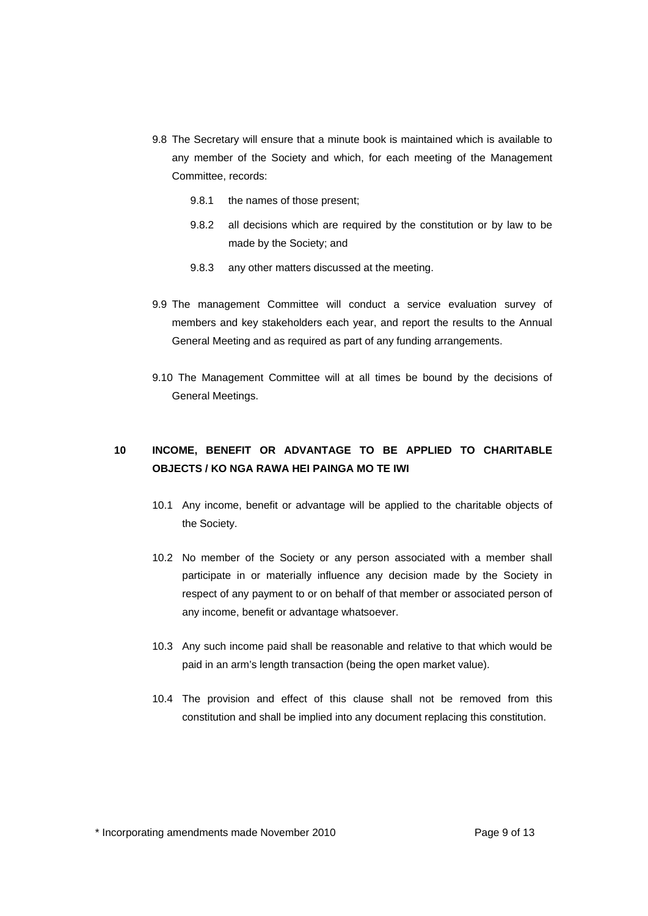9.8 The Secretary will ensure that a minute book is maintained which is available to any member of the Society and which, for each meeting of the Management Committee, records:

 9.8.1 the names of those present;

 9.8.2 all decisions which are required by the constitution or by law to be made by the Society; and

 9.8.3 any other matters discussed at the meeting.

9.9 The management Committee will conduct a service evaluation survey of members and key stakeholders each year, and report the results to the Annual General Meeting and as required as part of any funding arrangements.

9.10 The Management Committee will at all times be bound by the decisions of General Meetings.

## 10 INCOME, BENEFIT OR ADVANTAGE TO BE APPLIED TO CHARITABLE OBJECTS / KO NGA RAWA HEI PAINGA MO TE IWI

10.1 Any income, benefit or advantage will be applied to the charitable objects of the Society.

10.2 No member of the Society or any person associated with a member shall participate in or materially influence any decision made by the Society in respect of any payment to or on behalf of that member or associated person of any income, benefit or advantage whatsoever.

10.3 Any such income paid shall be reasonable and relative to that which would be paid in an arm's length transaction (being the open market value).

10.4 The provision and effect of this clause shall not be removed from this constitution and shall be implied into any document replacing this constitution.

* Incorporating amendments made November 2010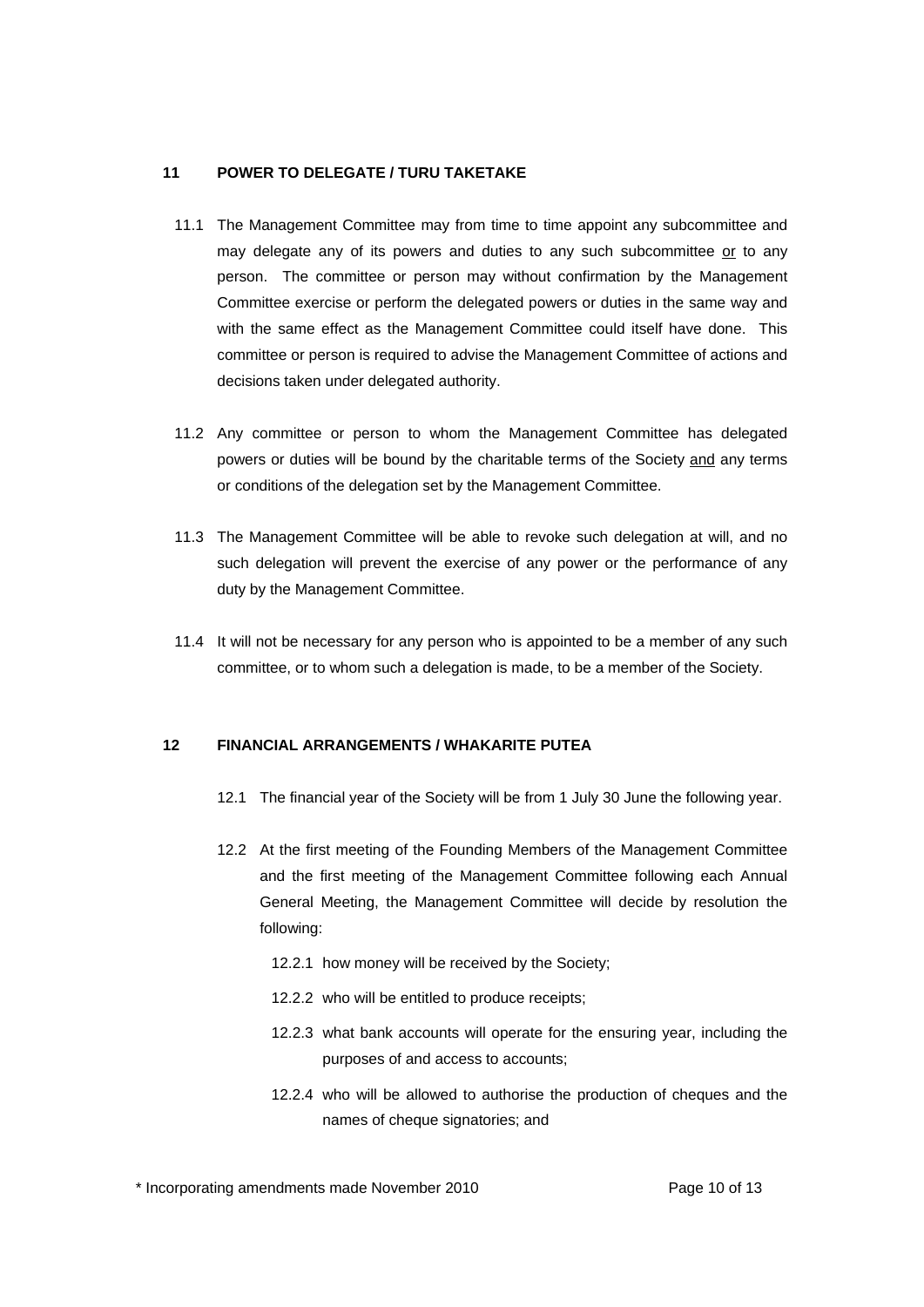## 11 POWER TO DELEGATE / TURU TAKETAKE

11.1 The Management Committee may from time to time appoint any subcommittee and may delegate any of its powers and duties to any such subcommittee <u>or</u> to any person. The committee or person may without confirmation by the Management Committee exercise or perform the delegated powers or duties in the same way and with the same effect as the Management Committee could itself have done. This committee or person is required to advise the Management Committee of actions and decisions taken under delegated authority.

11.2 Any committee or person to whom the Management Committee has delegated powers or duties will be bound by the charitable terms of the Society <u>and</u> any terms or conditions of the delegation set by the Management Committee.

11.3 The Management Committee will be able to revoke such delegation at will, and no such delegation will prevent the exercise of any power or the performance of any duty by the Management Committee.

11.4 It will not be necessary for any person who is appointed to be a member of any such committee, or to whom such a delegation is made, to be a member of the Society.

## 12 FINANCIAL ARRANGEMENTS / WHAKARITE PUTEA

12.1 The financial year of the Society will be from 1 July 30 June the following year.

12.2 At the first meeting of the Founding Members of the Management Committee and the first meeting of the Management Committee following each Annual General Meeting, the Management Committee will decide by resolution the following:

12.2.1 how money will be received by the Society;

12.2.2 who will be entitled to produce receipts;

12.2.3 what bank accounts will operate for the ensuring year, including the purposes of and access to accounts;

12.2.4 who will be allowed to authorise the production of cheques and the names of cheque signatories; and

\* Incorporating amendments made November 2010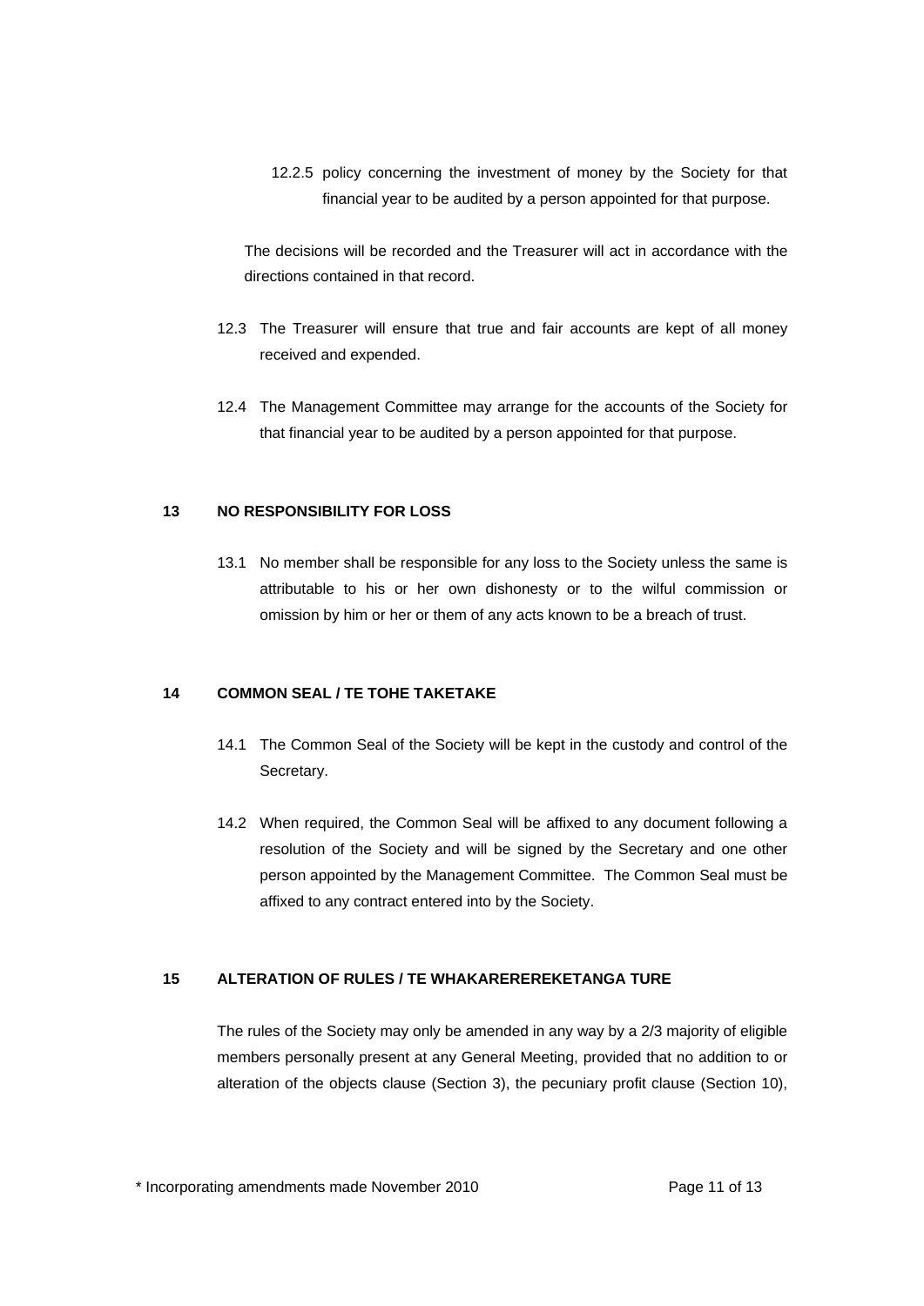12.2.5 policy concerning the investment of money by the Society for that financial year to be audited by a person appointed for that purpose.

The decisions will be recorded and the Treasurer will act in accordance with the directions contained in that record.

12.3 The Treasurer will ensure that true and fair accounts are kept of all money received and expended.

12.4 The Management Committee may arrange for the accounts of the Society for that financial year to be audited by a person appointed for that purpose.

## 13 NO RESPONSIBILITY FOR LOSS

13.1 No member shall be responsible for any loss to the Society unless the same is attributable to his or her own dishonesty or to the wilful commission or omission by him or her or them of any acts known to be a breach of trust.

## 14 COMMON SEAL / TE TOHE TAKETAKE

14.1 The Common Seal of the Society will be kept in the custody and control of the Secretary.

14.2 When required, the Common Seal will be affixed to any document following a resolution of the Society and will be signed by the Secretary and one other person appointed by the Management Committee. The Common Seal must be affixed to any contract entered into by the Society.

## 15 ALTERATION OF RULES / TE WHAKARERERERKETANGA TURE

The rules of the Society may only be amended in any way by a 2/3 majority of eligible members personally present at any General Meeting, provided that no addition to or alteration of the objects clause (Section 3), the pecuniary profit clause (Section 10),

\* Incorporating amendments made November 2010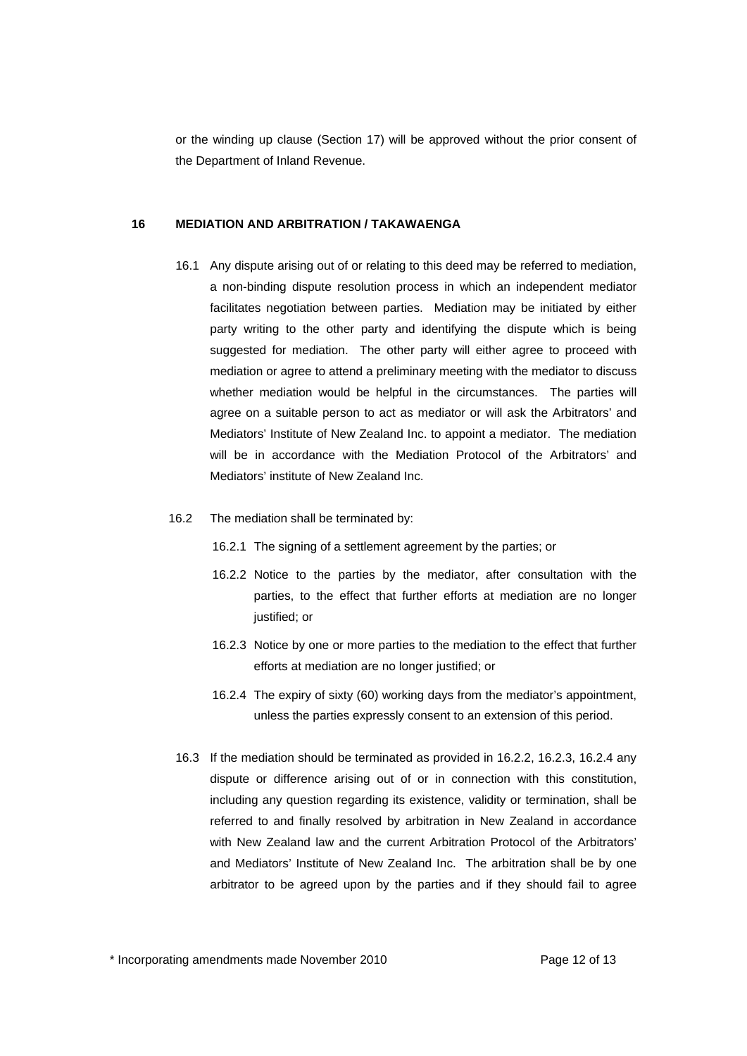or the winding up clause (Section 17) will be approved without the prior consent of the Department of Inland Revenue.

## 16 MEDIATION AND ARBITRATION / TAKAWAENGA

16.1 Any dispute arising out of or relating to this deed may be referred to mediation, a non-binding dispute resolution process in which an independent mediator facilitates negotiation between parties. Mediation may be initiated by either party writing to the other party and identifying the dispute which is being suggested for mediation. The other party will either agree to proceed with mediation or agree to attend a preliminary meeting with the mediator to discuss whether mediation would be helpful in the circumstances. The parties will agree on a suitable person to act as mediator or will ask the Arbitrators' and Mediators' Institute of New Zealand Inc. to appoint a mediator. The mediation will be in accordance with the Mediation Protocol of the Arbitrators' and Mediators' institute of New Zealand Inc.

16.2 The mediation shall be terminated by:

16.2.1 The signing of a settlement agreement by the parties; or

16.2.2 Notice to the parties by the mediator, after consultation with the parties, to the effect that further efforts at mediation are no longer justified; or

16.2.3 Notice by one or more parties to the mediation to the effect that further efforts at mediation are no longer justified; or

16.2.4 The expiry of sixty (60) working days from the mediator's appointment, unless the parties expressly consent to an extension of this period.

16.3 If the mediation should be terminated as provided in 16.2.2, 16.2.3, 16.2.4 any dispute or difference arising out of or in connection with this constitution, including any question regarding its existence, validity or termination, shall be referred to and finally resolved by arbitration in New Zealand in accordance with New Zealand law and the current Arbitration Protocol of the Arbitrators' and Mediators' Institute of New Zealand Inc. The arbitration shall be by one arbitrator to be agreed upon by the parties and if they should fail to agree

\* Incorporating amendments made November 2010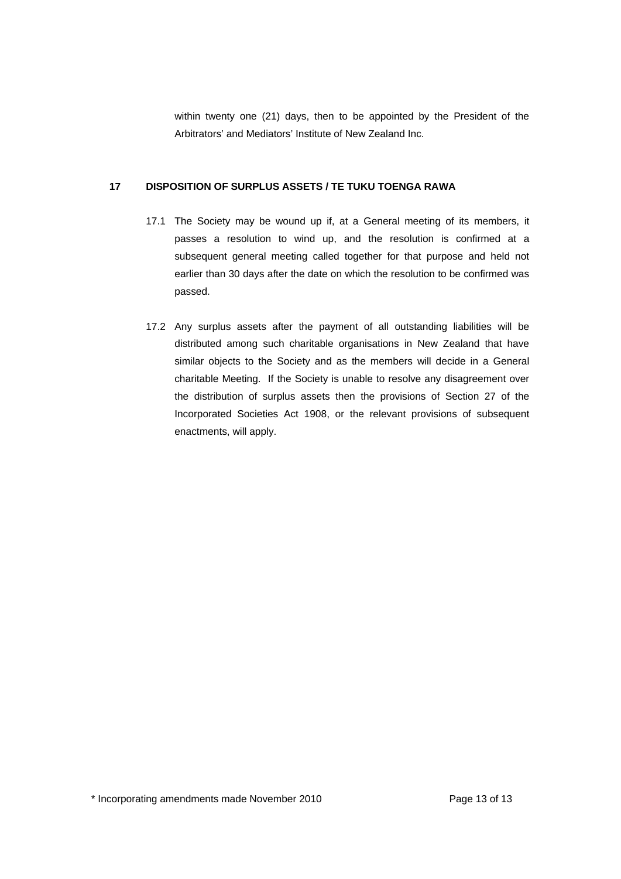within twenty one (21) days, then to be appointed by the President of the Arbitrators' and Mediators' Institute of New Zealand Inc.

## 17 DISPOSITION OF SURPLUS ASSETS / TE TUKU TOENGA RAWA

17.1 The Society may be wound up if, at a General meeting of its members, it passes a resolution to wind up, and the resolution is confirmed at a subsequent general meeting called together for that purpose and held not earlier than 30 days after the date on which the resolution to be confirmed was passed.

17.2 Any surplus assets after the payment of all outstanding liabilities will be distributed among such charitable organisations in New Zealand that have similar objects to the Society and as the members will decide in a General charitable Meeting. If the Society is unable to resolve any disagreement over the distribution of surplus assets then the provisions of Section 27 of the Incorporated Societies Act 1908, or the relevant provisions of subsequent enactments, will apply.

\* Incorporating amendments made November 2010